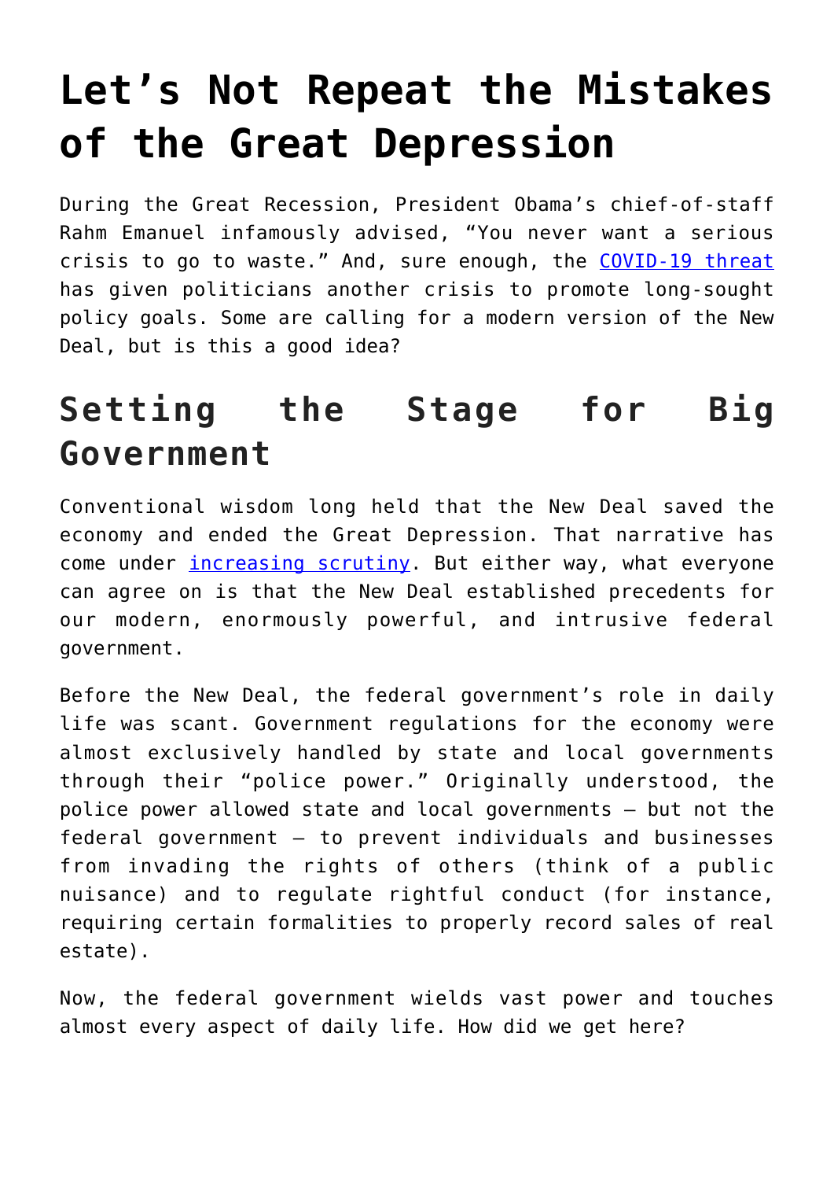# Let’s Not Repeat the Mistakes of the Great Depression

During the Great Recession, President Obama’s chief-of-staff Rahm Emanuel infamously advised, “You never want a serious crisis to go to waste.” And, sure enough, the COVID-19 threat has given politicians another crisis to promote long-sought policy goals. Some are calling for a modern version of the New Deal, but is this a good idea?

## Setting the Stage for Big Government

Conventional wisdom long held that the New Deal saved the economy and ended the Great Depression. That narrative has come under increasing scrutiny. But either way, what everyone can agree on is that the New Deal established precedents for our modern, enormously powerful, and intrusive federal government.

Before the New Deal, the federal government’s role in daily life was scant. Government regulations for the economy were almost exclusively handled by state and local governments through their “police power.” Originally understood, the police power allowed state and local governments – but not the federal government – to prevent individuals and businesses from invading the rights of others (think of a public nuisance) and to regulate rightful conduct (for instance, requiring certain formalities to properly record sales of real estate).

Now, the federal government wields vast power and touches almost every aspect of daily life. How did we get here?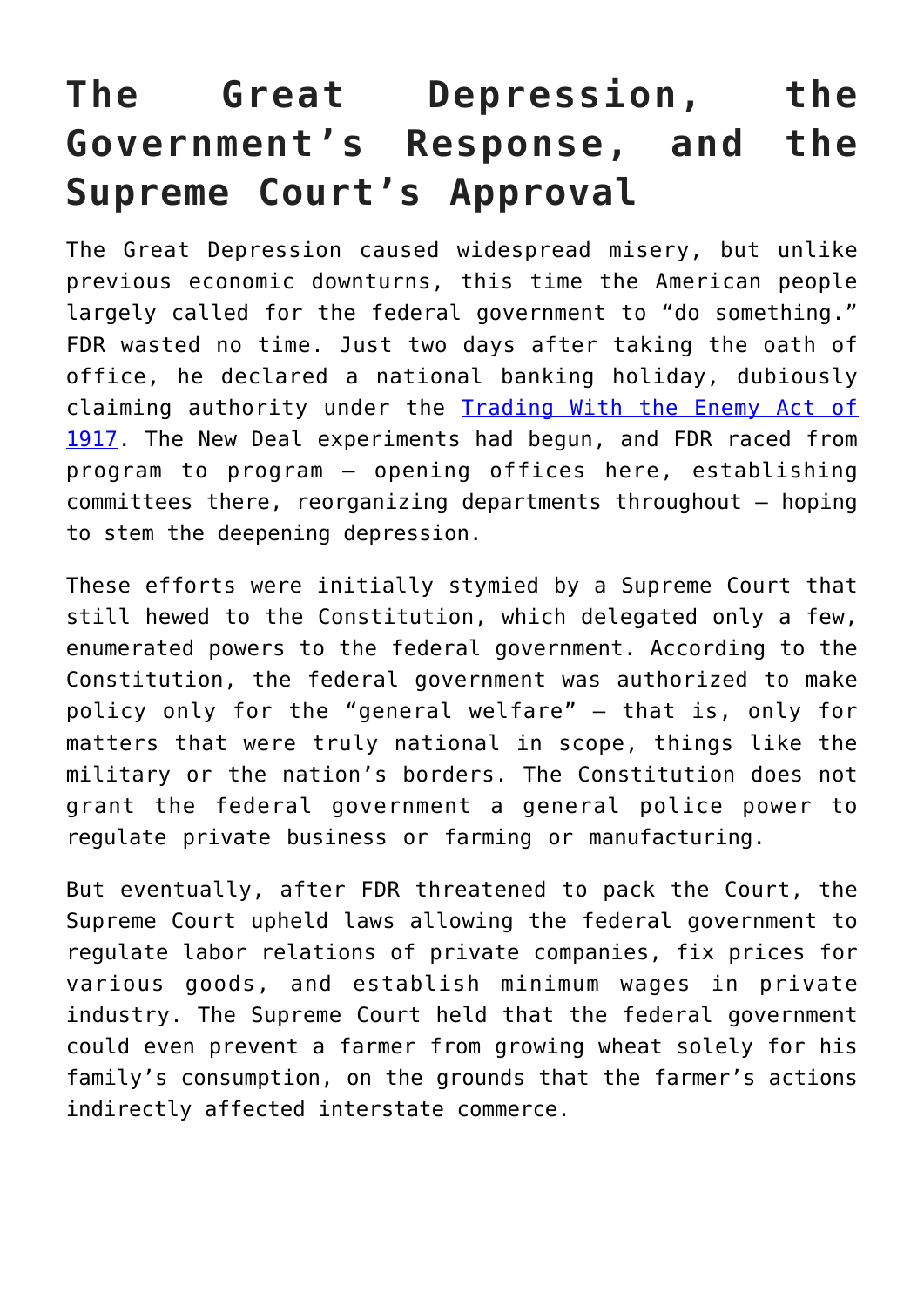# The Great Depression, the Government's Response, and the Supreme Court's Approval

The Great Depression caused widespread misery, but unlike previous economic downturns, this time the American people largely called for the federal government to "do something." FDR wasted no time. Just two days after taking the oath of office, he declared a national banking holiday, dubiously claiming authority under the [Trading With the Enemy Act of 1917](). The New Deal experiments had begun, and FDR raced from program to program – opening offices here, establishing committees there, reorganizing departments throughout – hoping to stem the deepening depression.

These efforts were initially stymied by a Supreme Court that still hewed to the Constitution, which delegated only a few, enumerated powers to the federal government. According to the Constitution, the federal government was authorized to make policy only for the "general welfare" – that is, only for matters that were truly national in scope, things like the military or the nation's borders. The Constitution does not grant the federal government a general police power to regulate private business or farming or manufacturing.

But eventually, after FDR threatened to pack the Court, the Supreme Court upheld laws allowing the federal government to regulate labor relations of private companies, fix prices for various goods, and establish minimum wages in private industry. The Supreme Court held that the federal government could even prevent a farmer from growing wheat solely for his family's consumption, on the grounds that the farmer's actions indirectly affected interstate commerce.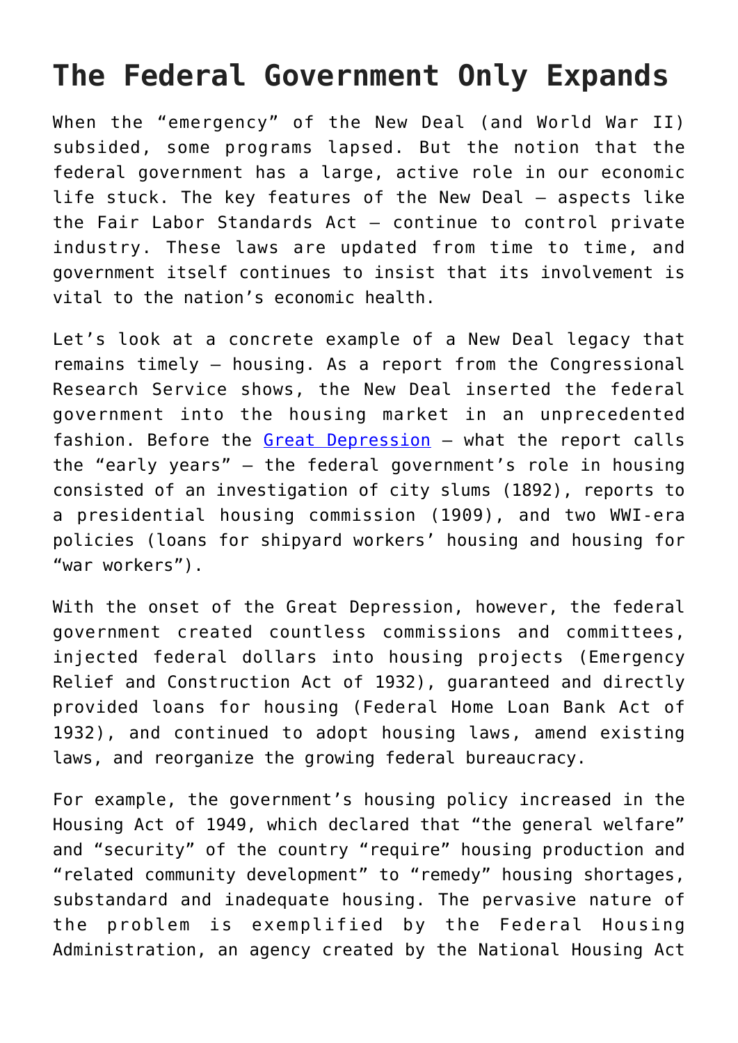# The Federal Government Only Expands

When the "emergency" of the New Deal (and World War II) subsided, some programs lapsed. But the notion that the federal government has a large, active role in our economic life stuck. The key features of the New Deal – aspects like the Fair Labor Standards Act – continue to control private industry. These laws are updated from time to time, and government itself continues to insist that its involvement is vital to the nation's economic health.

Let's look at a concrete example of a New Deal legacy that remains timely – housing. As a report from the Congressional Research Service shows, the New Deal inserted the federal government into the housing market in an unprecedented fashion. Before the Great Depression – what the report calls the "early years" – the federal government's role in housing consisted of an investigation of city slums (1892), reports to a presidential housing commission (1909), and two WWI-era policies (loans for shipyard workers' housing and housing for "war workers").

With the onset of the Great Depression, however, the federal government created countless commissions and committees, injected federal dollars into housing projects (Emergency Relief and Construction Act of 1932), guaranteed and directly provided loans for housing (Federal Home Loan Bank Act of 1932), and continued to adopt housing laws, amend existing laws, and reorganize the growing federal bureaucracy.

For example, the government's housing policy increased in the Housing Act of 1949, which declared that "the general welfare" and "security" of the country "require" housing production and "related community development" to "remedy" housing shortages, substandard and inadequate housing. The pervasive nature of the problem is exemplified by the Federal Housing Administration, an agency created by the National Housing Act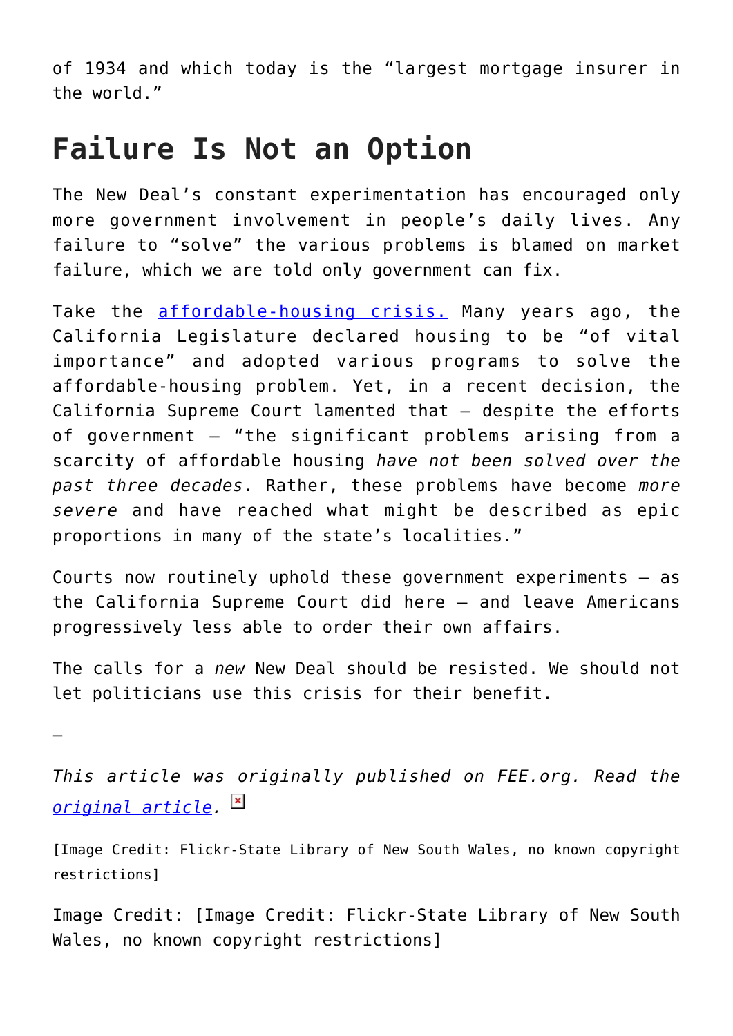of 1934 and which today is the "largest mortgage insurer in the world."

## Failure Is Not an Option

The New Deal's constant experimentation has encouraged only more government involvement in people's daily lives. Any failure to "solve" the various problems is blamed on market failure, which we are told only government can fix.

Take the [affordable-housing crisis.]() Many years ago, the California Legislature declared housing to be "of vital importance" and adopted various programs to solve the affordable-housing problem. Yet, in a recent decision, the California Supreme Court lamented that — despite the efforts of government — "the significant problems arising from a scarcity of affordable housing *have not been solved over the past three decades*. Rather, these problems have become *more severe* and have reached what might be described as epic proportions in many of the state's localities."

Courts now routinely uphold these government experiments — as the California Supreme Court did here — and leave Americans progressively less able to order their own affairs.

The calls for a *new* New Deal should be resisted. We should not let politicians use this crisis for their benefit.

—

*This article was originally published on FEE.org. Read the [original article]().*

[Image Credit: Flickr-State Library of New South Wales, no known copyright restrictions]

Image Credit: [Image Credit: Flickr-State Library of New South Wales, no known copyright restrictions]